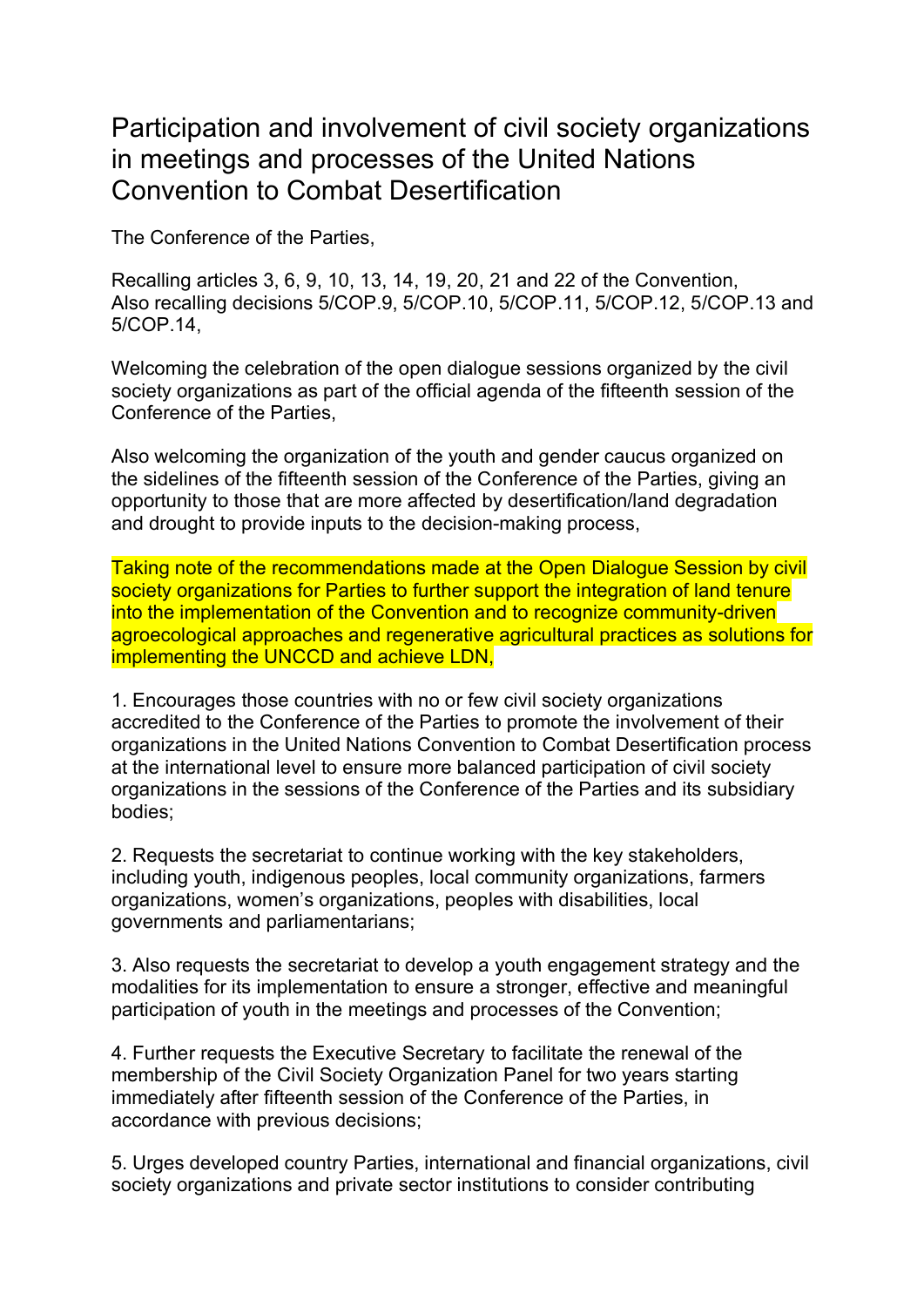# Participation and involvement of civil society organizations in meetings and processes of the United Nations Convention to Combat Desertification

The Conference of the Parties,

Recalling articles 3, 6, 9, 10, 13, 14, 19, 20, 21 and 22 of the Convention,
Also recalling decisions 5/COP.9, 5/COP.10, 5/COP.11, 5/COP.12, 5/COP.13 and 5/COP.14,

Welcoming the celebration of the open dialogue sessions organized by the civil society organizations as part of the official agenda of the fifteenth session of the Conference of the Parties,

Also welcoming the organization of the youth and gender caucus organized on the sidelines of the fifteenth session of the Conference of the Parties, giving an opportunity to those that are more affected by desertification/land degradation and drought to provide inputs to the decision-making process,

Taking note of the recommendations made at the Open Dialogue Session by civil society organizations for Parties to further support the integration of land tenure into the implementation of the Convention and to recognize community-driven agroecological approaches and regenerative agricultural practices as solutions for implementing the UNCCD and achieve LDN,

1. Encourages those countries with no or few civil society organizations accredited to the Conference of the Parties to promote the involvement of their organizations in the United Nations Convention to Combat Desertification process at the international level to ensure more balanced participation of civil society organizations in the sessions of the Conference of the Parties and its subsidiary bodies;

2. Requests the secretariat to continue working with the key stakeholders, including youth, indigenous peoples, local community organizations, farmers organizations, women's organizations, peoples with disabilities, local governments and parliamentarians;

3. Also requests the secretariat to develop a youth engagement strategy and the modalities for its implementation to ensure a stronger, effective and meaningful participation of youth in the meetings and processes of the Convention;

4. Further requests the Executive Secretary to facilitate the renewal of the membership of the Civil Society Organization Panel for two years starting immediately after fifteenth session of the Conference of the Parties, in accordance with previous decisions;

5. Urges developed country Parties, international and financial organizations, civil society organizations and private sector institutions to consider contributing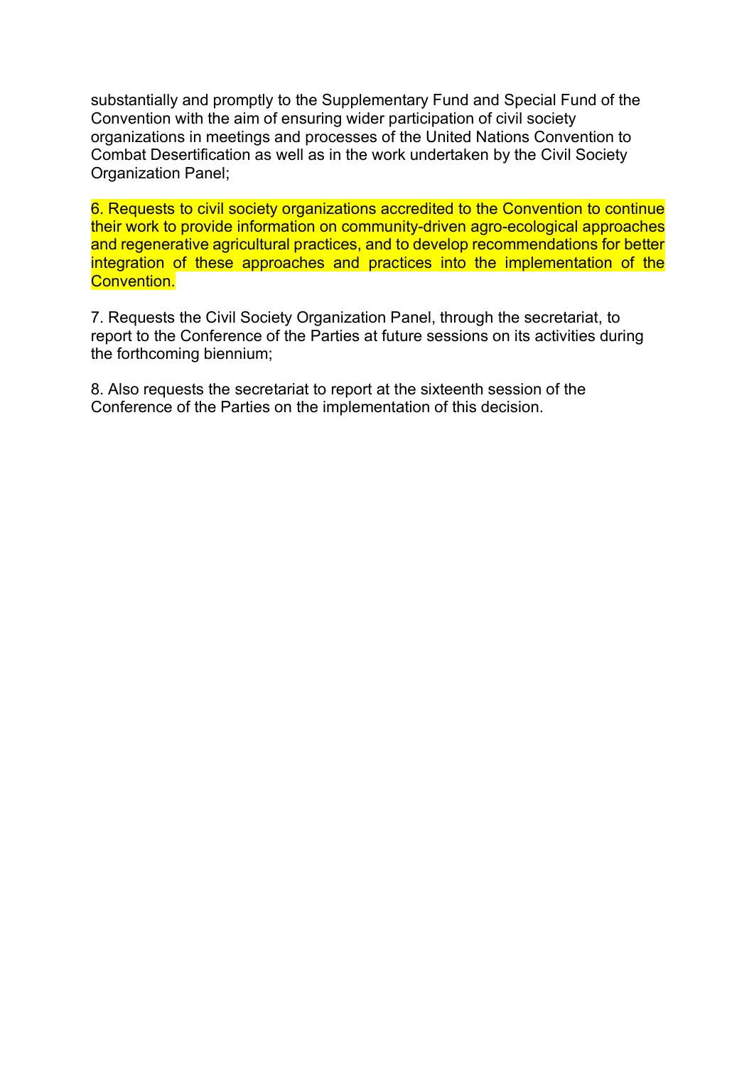substantially and promptly to the Supplementary Fund and Special Fund of the Convention with the aim of ensuring wider participation of civil society organizations in meetings and processes of the United Nations Convention to Combat Desertification as well as in the work undertaken by the Civil Society Organization Panel;

6. Requests to civil society organizations accredited to the Convention to continue their work to provide information on community-driven agro-ecological approaches and regenerative agricultural practices, and to develop recommendations for better integration of these approaches and practices into the implementation of the Convention.

7. Requests the Civil Society Organization Panel, through the secretariat, to report to the Conference of the Parties at future sessions on its activities during the forthcoming biennium;

8. Also requests the secretariat to report at the sixteenth session of the Conference of the Parties on the implementation of this decision.